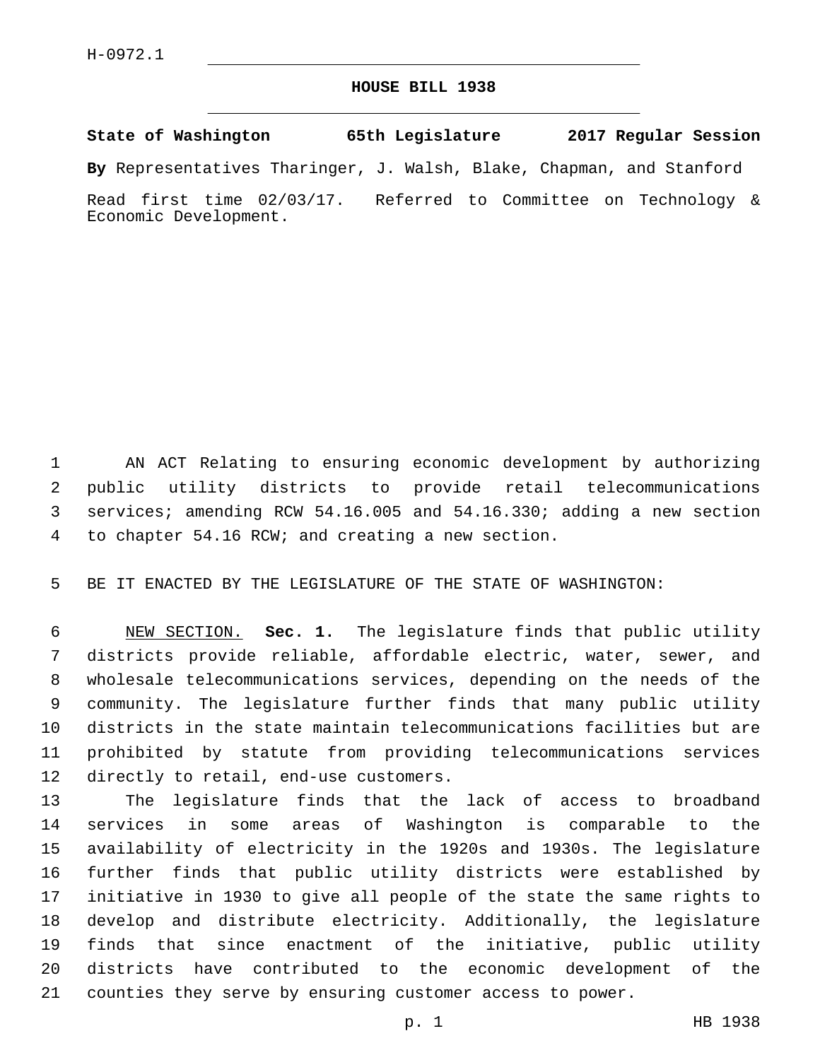H-0972.1

# HOUSE BILL 1938

**State of Washington 65th Legislature 2017 Regular Session**

**By** Representatives Tharinger, J. Walsh, Blake, Chapman, and Stanford

Read first time 02/03/17. Referred to Committee on Technology & Economic Development.

AN ACT Relating to ensuring economic development by authorizing public utility districts to provide retail telecommunications services; amending RCW 54.16.005 and 54.16.330; adding a new section to chapter 54.16 RCW; and creating a new section.

BE IT ENACTED BY THE LEGISLATURE OF THE STATE OF WASHINGTON:

NEW SECTION. **Sec. 1.** The legislature finds that public utility districts provide reliable, affordable electric, water, sewer, and wholesale telecommunications services, depending on the needs of the community. The legislature further finds that many public utility districts in the state maintain telecommunications facilities but are prohibited by statute from providing telecommunications services directly to retail, end-use customers.

The legislature finds that the lack of access to broadband services in some areas of Washington is comparable to the availability of electricity in the 1920s and 1930s. The legislature further finds that public utility districts were established by initiative in 1930 to give all people of the state the same rights to develop and distribute electricity. Additionally, the legislature finds that since enactment of the initiative, public utility districts have contributed to the economic development of the counties they serve by ensuring customer access to power.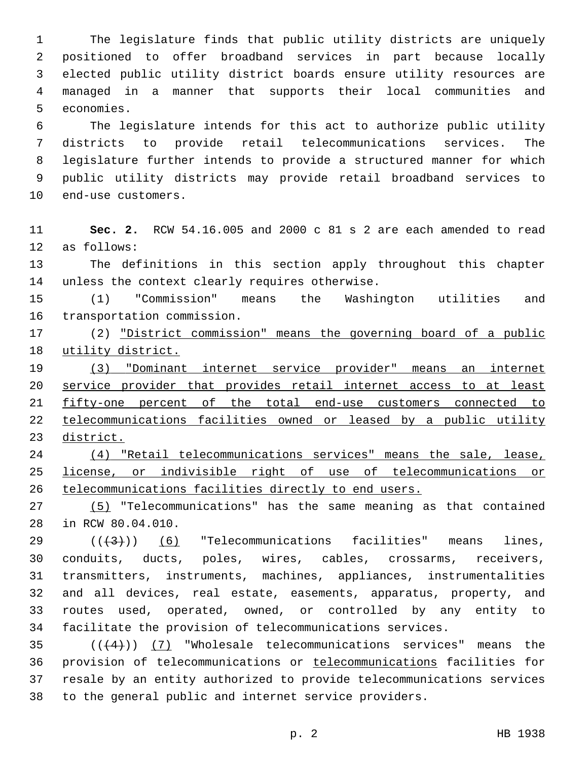The legislature finds that public utility districts are uniquely positioned to offer broadband services in part because locally elected public utility district boards ensure utility resources are managed in a manner that supports their local communities and economies.

The legislature intends for this act to authorize public utility districts to provide retail telecommunications services. The legislature further intends to provide a structured manner for which public utility districts may provide retail broadband services to end-use customers.

**Sec. 2.** RCW 54.16.005 and 2000 c 81 s 2 are each amended to read as follows:

The definitions in this section apply throughout this chapter unless the context clearly requires otherwise.

(1) "Commission" means the Washington utilities and transportation commission.

(2) "District commission" means the governing board of a public utility district.

(3) "Dominant internet service provider" means an internet service provider that provides retail internet access to at least fifty-one percent of the total end-use customers connected to telecommunications facilities owned or leased by a public utility district.

(4) "Retail telecommunications services" means the sale, lease, license, or indivisible right of use of telecommunications or telecommunications facilities directly to end users.

(5) "Telecommunications" has the same meaning as that contained in RCW 80.04.010.

((~~(3)~~)) (6) "Telecommunications facilities" means lines, conduits, ducts, poles, wires, cables, crossarms, receivers, transmitters, instruments, machines, appliances, instrumentalities and all devices, real estate, easements, apparatus, property, and routes used, operated, owned, or controlled by any entity to facilitate the provision of telecommunications services.

((~~(4)~~)) (7) "Wholesale telecommunications services" means the provision of telecommunications or telecommunications facilities for resale by an entity authorized to provide telecommunications services to the general public and internet service providers.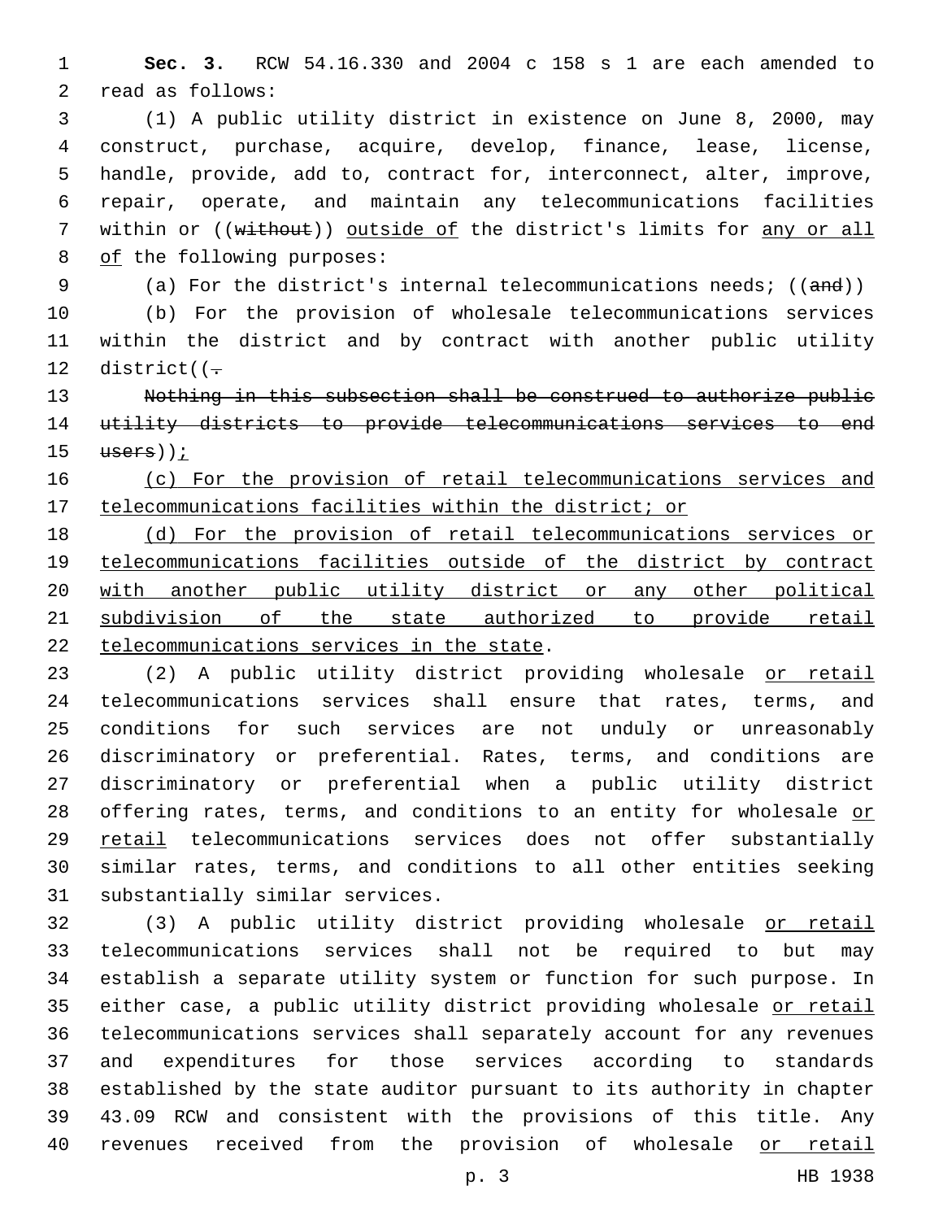**Sec. 3.** RCW 54.16.330 and 2004 c 158 s 1 are each amended to read as follows:

(1) A public utility district in existence on June 8, 2000, may construct, purchase, acquire, develop, finance, lease, license, handle, provide, add to, contract for, interconnect, alter, improve, repair, operate, and maintain any telecommunications facilities within or ((~~without~~)) <u>outside of</u> the district's limits for <u>any or all of</u> the following purposes:

(a) For the district's internal telecommunications needs; ((~~and~~))

(b) For the provision of wholesale telecommunications services within the district and by contract with another public utility district((~~.~~

~~Nothing in this subsection shall be construed to authorize public utility districts to provide telecommunications services to end users~~))<u>;</u>

<u>(c) For the provision of retail telecommunications services and telecommunications facilities within the district; or</u>

<u>(d) For the provision of retail telecommunications services or telecommunications facilities outside of the district by contract with another public utility district or any other political subdivision of the state authorized to provide retail telecommunications services in the state</u>.

(2) A public utility district providing wholesale <u>or retail</u> telecommunications services shall ensure that rates, terms, and conditions for such services are not unduly or unreasonably discriminatory or preferential. Rates, terms, and conditions are discriminatory or preferential when a public utility district offering rates, terms, and conditions to an entity for wholesale <u>or retail</u> telecommunications services does not offer substantially similar rates, terms, and conditions to all other entities seeking substantially similar services.

(3) A public utility district providing wholesale <u>or retail</u> telecommunications services shall not be required to but may establish a separate utility system or function for such purpose. In either case, a public utility district providing wholesale <u>or retail</u> telecommunications services shall separately account for any revenues and expenditures for those services according to standards established by the state auditor pursuant to its authority in chapter 43.09 RCW and consistent with the provisions of this title. Any revenues received from the provision of wholesale <u>or retail</u>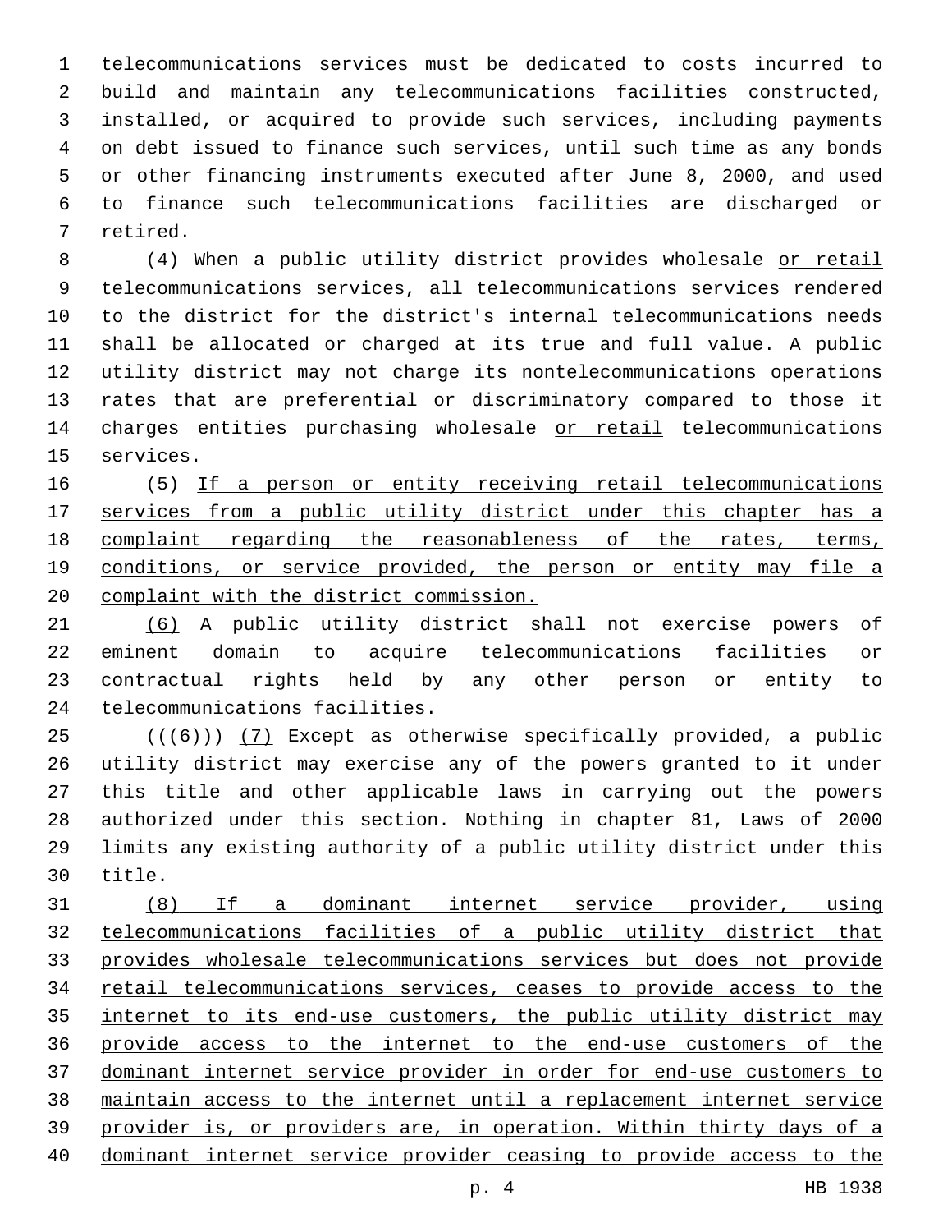telecommunications services must be dedicated to costs incurred to build and maintain any telecommunications facilities constructed, installed, or acquired to provide such services, including payments on debt issued to finance such services, until such time as any bonds or other financing instruments executed after June 8, 2000, and used to finance such telecommunications facilities are discharged or retired.

(4) When a public utility district provides wholesale or retail telecommunications services, all telecommunications services rendered to the district for the district's internal telecommunications needs shall be allocated or charged at its true and full value. A public utility district may not charge its nontelecommunications operations rates that are preferential or discriminatory compared to those it charges entities purchasing wholesale or retail telecommunications services.

(5) If a person or entity receiving retail telecommunications services from a public utility district under this chapter has a complaint regarding the reasonableness of the rates, terms, conditions, or service provided, the person or entity may file a complaint with the district commission.

(6) A public utility district shall not exercise powers of eminent domain to acquire telecommunications facilities or contractual rights held by any other person or entity to telecommunications facilities.

(((6))) (7) Except as otherwise specifically provided, a public utility district may exercise any of the powers granted to it under this title and other applicable laws in carrying out the powers authorized under this section. Nothing in chapter 81, Laws of 2000 limits any existing authority of a public utility district under this title.

(8) If a dominant internet service provider, using telecommunications facilities of a public utility district that provides wholesale telecommunications services but does not provide retail telecommunications services, ceases to provide access to the internet to its end-use customers, the public utility district may provide access to the internet to the end-use customers of the dominant internet service provider in order for end-use customers to maintain access to the internet until a replacement internet service provider is, or providers are, in operation. Within thirty days of a dominant internet service provider ceasing to provide access to the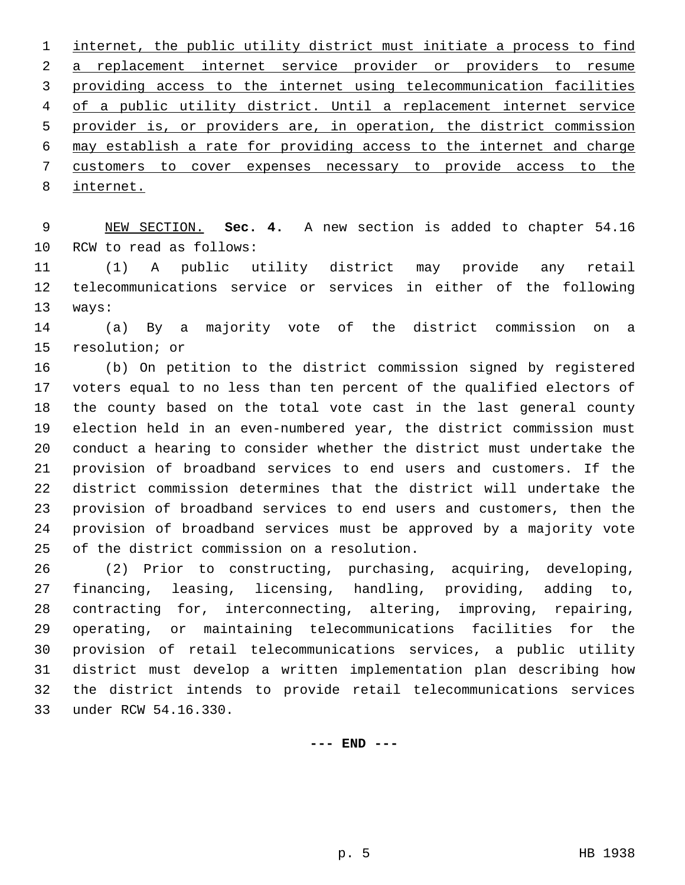internet, the public utility district must initiate a process to find a replacement internet service provider or providers to resume providing access to the internet using telecommunication facilities of a public utility district. Until a replacement internet service provider is, or providers are, in operation, the district commission may establish a rate for providing access to the internet and charge customers to cover expenses necessary to provide access to the internet.

NEW SECTION. **Sec. 4.** A new section is added to chapter 54.16 RCW to read as follows:

(1) A public utility district may provide any retail telecommunications service or services in either of the following ways:

(a) By a majority vote of the district commission on a resolution; or

(b) On petition to the district commission signed by registered voters equal to no less than ten percent of the qualified electors of the county based on the total vote cast in the last general county election held in an even-numbered year, the district commission must conduct a hearing to consider whether the district must undertake the provision of broadband services to end users and customers. If the district commission determines that the district will undertake the provision of broadband services to end users and customers, then the provision of broadband services must be approved by a majority vote of the district commission on a resolution.

(2) Prior to constructing, purchasing, acquiring, developing, financing, leasing, licensing, handling, providing, adding to, contracting for, interconnecting, altering, improving, repairing, operating, or maintaining telecommunications facilities for the provision of retail telecommunications services, a public utility district must develop a written implementation plan describing how the district intends to provide retail telecommunications services under RCW 54.16.330.

**--- END ---**